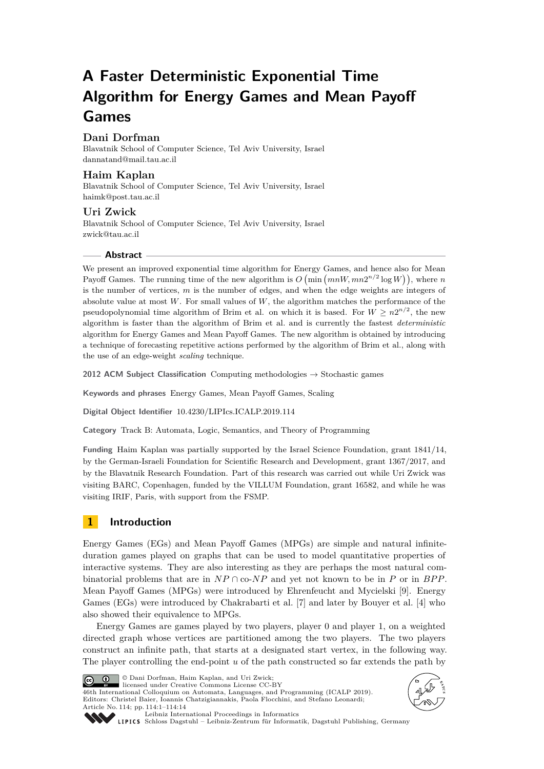# A Faster Deterministic Exponential Time Algorithm for Energy Games and Mean Payoff Games

**Dani Dorfman**
Blavatnik School of Computer Science, Tel Aviv University, Israel
dannatand@mail.tau.ac.il

**Haim Kaplan**
Blavatnik School of Computer Science, Tel Aviv University, Israel
haimk@post.tau.ac.il

**Uri Zwick**
Blavatnik School of Computer Science, Tel Aviv University, Israel
zwick@tau.ac.il

## Abstract

We present an improved exponential time algorithm for Energy Games, and hence also for Mean Payoff Games. The running time of the new algorithm is $O\left(\min\left(mnW, mn2^{n/2}\log W\right)\right)$, where $n$ is the number of vertices, $m$ is the number of edges, and when the edge weights are integers of absolute value at most $W$. For small values of $W$, the algorithm matches the performance of the pseudopolynomial time algorithm of Brim et al. on which it is based. For $W \geq n2^{n/2}$, the new algorithm is faster than the algorithm of Brim et al. and is currently the fastest *deterministic* algorithm for Energy Games and Mean Payoff Games. The new algorithm is obtained by introducing a technique of forecasting repetitive actions performed by the algorithm of Brim et al., along with the use of an edge-weight *scaling* technique.

**2012 ACM Subject Classification** Computing methodologies → Stochastic games

**Keywords and phrases** Energy Games, Mean Payoff Games, Scaling

**Digital Object Identifier** 10.4230/LIPIcs.ICALP.2019.114

**Category** Track B: Automata, Logic, Semantics, and Theory of Programming

**Funding** Haim Kaplan was partially supported by the Israel Science Foundation, grant 1841/14, by the German-Israeli Foundation for Scientific Research and Development, grant 1367/2017, and by the Blavatnik Research Foundation. Part of this research was carried out while Uri Zwick was visiting BARC, Copenhagen, funded by the VILLUM Foundation, grant 16582, and while he was visiting IRIF, Paris, with support from the FSMP.

## 1 Introduction

Energy Games (EGs) and Mean Payoff Games (MPGs) are simple and natural infinite-duration games played on graphs that can be used to model quantitative properties of interactive systems. They are also interesting as they are perhaps the most natural combinatorial problems that are in $NP \cap$ co-$NP$ and yet not known to be in $P$ or in $BPP$. Mean Payoff Games (MPGs) were introduced by Ehrenfeucht and Mycielski [9]. Energy Games (EGs) were introduced by Chakrabarti et al. [7] and later by Bouyer et al. [4] who also showed their equivalence to MPGs.

Energy Games are games played by two players, player 0 and player 1, on a weighted directed graph whose vertices are partitioned among the two players. The two players construct an infinite path, that starts at a designated start vertex, in the following way. The player controlling the end-point $u$ of the path constructed so far extends the path by

© Dani Dorfman, Haim Kaplan, and Uri Zwick;
licensed under Creative Commons License CC-BY
46th International Colloquium on Automata, Languages, and Programming (ICALP 2019).
Editors: Christel Baier, Ioannis Chatzigiannakis, Paola Flocchini, and Stefano Leonardi;
Article No. 114; pp. 114:1–114:14
Leibniz International Proceedings in Informatics
Schloss Dagstuhl – Leibniz-Zentrum für Informatik, Dagstuhl Publishing, Germany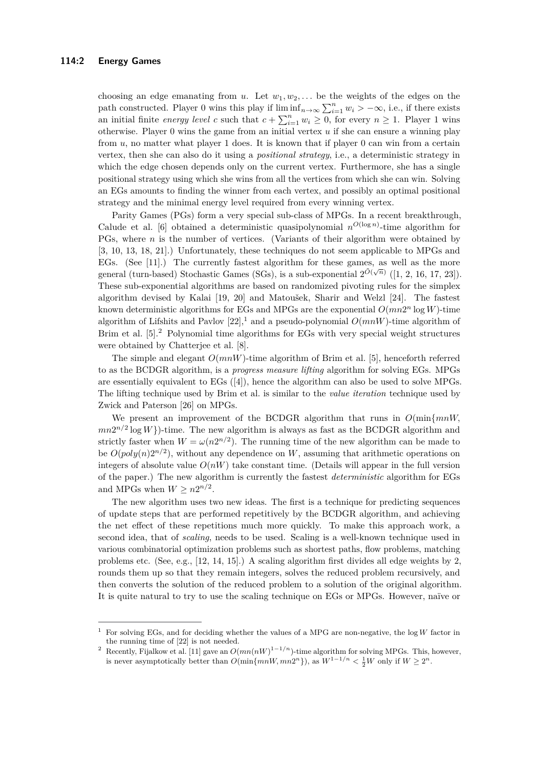choosing an edge emanating from $u$. Let $w_1, w_2, \dots$ be the weights of the edges on the path constructed. Player 0 wins this play if $\liminf_{n\to\infty} \sum_{i=1}^{n} w_i > -\infty$, i.e., if there exists an initial finite *energy level* $c$ such that $c + \sum_{i=1}^{n} w_i \geq 0$, for every $n \geq 1$. Player 1 wins otherwise. Player 0 wins the game from an initial vertex $u$ if she can ensure a winning play from $u$, no matter what player 1 does. It is known that if player 0 can win from a certain vertex, then she can also do it using a *positional strategy*, i.e., a deterministic strategy in which the edge chosen depends only on the current vertex. Furthermore, she has a single positional strategy using which she wins from all the vertices from which she can win. Solving an EGs amounts to finding the winner from each vertex, and possibly an optimal positional strategy and the minimal energy level required from every winning vertex.

Parity Games (PGs) form a very special sub-class of MPGs. In a recent breakthrough, Calude et al. [6] obtained a deterministic quasipolynomial $n^{O(\log n)}$-time algorithm for PGs, where $n$ is the number of vertices. (Variants of their algorithm were obtained by [3, 10, 13, 18, 21].) Unfortunately, these techniques do not seem applicable to MPGs and EGs. (See [11].) The currently fastest algorithm for these games, as well as the more general (turn-based) Stochastic Games (SGs), is a sub-exponential $2^{\tilde{O}(\sqrt{n})}$ ([1, 2, 16, 17, 23]). These sub-exponential algorithms are based on randomized pivoting rules for the simplex algorithm devised by Kalai [19, 20] and Matoušek, Sharir and Welzl [24]. The fastest known deterministic algorithms for EGs and MPGs are the exponential $O(mn2^n \log W)$-time algorithm of Lifshits and Pavlov [22],[1] and a pseudo-polynomial $O(mnW)$-time algorithm of Brim et al. [5].[2] Polynomial time algorithms for EGs with very special weight structures were obtained by Chatterjee et al. [8].

The simple and elegant $O(mnW)$-time algorithm of Brim et al. [5], henceforth referred to as the BCDGR algorithm, is a *progress measure lifting* algorithm for solving EGs. MPGs are essentially equivalent to EGs ([4]), hence the algorithm can also be used to solve MPGs. The lifting technique used by Brim et al. is similar to the *value iteration* technique used by Zwick and Paterson [26] on MPGs.

We present an improvement of the BCDGR algorithm that runs in $O(\min\{mnW, mn2^{n/2} \log W\})$-time. The new algorithm is always as fast as the BCDGR algorithm and strictly faster when $W = \omega(n2^{n/2})$. The running time of the new algorithm can be made to be $O(poly(n)2^{n/2})$, without any dependence on $W$, assuming that arithmetic operations on integers of absolute value $O(nW)$ take constant time. (Details will appear in the full version of the paper.) The new algorithm is currently the fastest *deterministic* algorithm for EGs and MPGs when $W \geq n2^{n/2}$.

The new algorithm uses two new ideas. The first is a technique for predicting sequences of update steps that are performed repetitively by the BCDGR algorithm, and achieving the net effect of these repetitions much more quickly. To make this approach work, a second idea, that of *scaling*, needs to be used. Scaling is a well-known technique used in various combinatorial optimization problems such as shortest paths, flow problems, matching problems etc. (See, e.g., [12, 14, 15].) A scaling algorithm first divides all edge weights by 2, rounds them up so that they remain integers, solves the reduced problem recursively, and then converts the solution of the reduced problem to a solution of the original algorithm. It is quite natural to try to use the scaling technique on EGs or MPGs. However, naïve or

---

[1] For solving EGs, and for deciding whether the values of a MPG are non-negative, the $\log W$ factor in the running time of [22] is not needed.

[2] Recently, Fijalkow et al. [11] gave an $O(mn(nW)^{1-1/n})$-time algorithm for solving MPGs. This, however, is never asymptotically better than $O(\min\{mnW, mn2^n\})$, as $W^{1-1/n} < \frac{1}{2}W$ only if $W \geq 2^n$.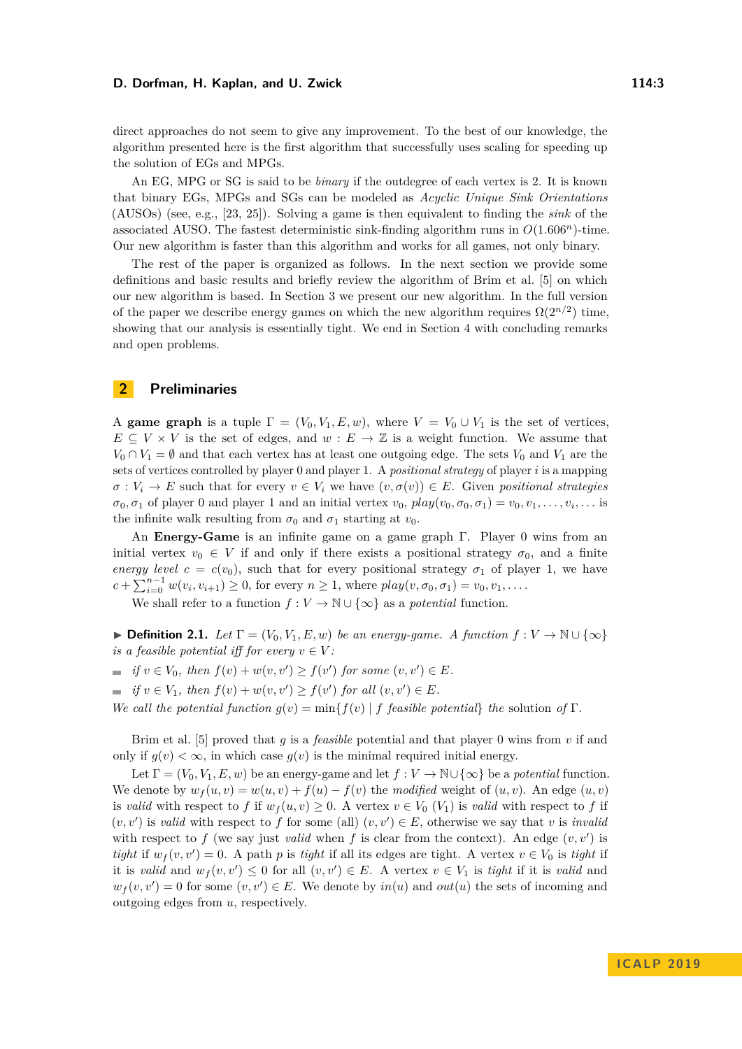direct approaches do not seem to give any improvement. To the best of our knowledge, the algorithm presented here is the first algorithm that successfully uses scaling for speeding up the solution of EGs and MPGs.

An EG, MPG or SG is said to be *binary* if the outdegree of each vertex is 2. It is known that binary EGs, MPGs and SGs can be modeled as *Acyclic Unique Sink Orientations* (AUSOs) (see, e.g., [23, 25]). Solving a game is then equivalent to finding the *sink* of the associated AUSO. The fastest deterministic sink-finding algorithm runs in $O(1.606^n)$-time. Our new algorithm is faster than this algorithm and works for all games, not only binary.

The rest of the paper is organized as follows. In the next section we provide some definitions and basic results and briefly review the algorithm of Brim et al. [5] on which our new algorithm is based. In Section 3 we present our new algorithm. In the full version of the paper we describe energy games on which the new algorithm requires $\Omega(2^{n/2})$ time, showing that our analysis is essentially tight. We end in Section 4 with concluding remarks and open problems.

## 2 Preliminaries

A **game graph** is a tuple $\Gamma = (V_0, V_1, E, w)$, where $V = V_0 \cup V_1$ is the set of vertices, $E \subseteq V \times V$ is the set of edges, and $w : E \to \mathbb{Z}$ is a weight function. We assume that $V_0 \cap V_1 = \emptyset$ and that each vertex has at least one outgoing edge. The sets $V_0$ and $V_1$ are the sets of vertices controlled by player 0 and player 1. A *positional strategy* of player $i$ is a mapping $\sigma : V_i \to E$ such that for every $v \in V_i$ we have $(v, \sigma(v)) \in E$. Given *positional strategies* $\sigma_0, \sigma_1$ of player 0 and player 1 and an initial vertex $v_0$, $play(v_0, \sigma_0, \sigma_1) = v_0, v_1, \ldots, v_i, \ldots$ is the infinite walk resulting from $\sigma_0$ and $\sigma_1$ starting at $v_0$.

An **Energy-Game** is an infinite game on a game graph $\Gamma$. Player 0 wins from an initial vertex $v_0 \in V$ if and only if there exists a positional strategy $\sigma_0$, and a finite *energy level* $c = c(v_0)$, such that for every positional strategy $\sigma_1$ of player 1, we have $c + \sum_{i=0}^{n-1} w(v_i, v_{i+1}) \geq 0$, for every $n \geq 1$, where $play(v, \sigma_0, \sigma_1) = v_0, v_1, \ldots$.

We shall refer to a function $f : V \to \mathbb{N} \cup \{\infty\}$ as a *potential* function.

▶ **Definition 2.1.** *Let $\Gamma = (V_0, V_1, E, w)$ be an energy-game. A function $f : V \to \mathbb{N} \cup \{\infty\}$ is a feasible potential iff for every $v \in V$:*

- *if $v \in V_0$, then $f(v) + w(v, v') \geq f(v')$ for some $(v, v') \in E$.*
- *if $v \in V_1$, then $f(v) + w(v, v') \geq f(v')$ for all $(v, v') \in E$.*

*We call the potential function $g(v) = \min\{f(v) \mid f$ feasible potential$\}$ the* solution *of $\Gamma$.*

Brim et al. [5] proved that $g$ is a *feasible* potential and that player 0 wins from $v$ if and only if $g(v) < \infty$, in which case $g(v)$ is the minimal required initial energy.

Let $\Gamma = (V_0, V_1, E, w)$ be an energy-game and let $f : V \to \mathbb{N} \cup \{\infty\}$ be a *potential* function. We denote by $w_f(u, v) = w(u, v) + f(u) - f(v)$ the *modified* weight of $(u, v)$. An edge $(u, v)$ is *valid* with respect to $f$ if $w_f(u, v) \geq 0$. A vertex $v \in V_0$ ($V_1$) is *valid* with respect to $f$ if $(v, v')$ is *valid* with respect to $f$ for some (all) $(v, v') \in E$, otherwise we say that $v$ is *invalid* with respect to $f$ (we say just *valid* when $f$ is clear from the context). An edge $(v, v')$ is *tight* if $w_f(v, v') = 0$. A path $p$ is *tight* if all its edges are tight. A vertex $v \in V_0$ is *tight* if it is *valid* and $w_f(v, v') \leq 0$ for all $(v, v') \in E$. A vertex $v \in V_1$ is *tight* if it is *valid* and $w_f(v, v') = 0$ for some $(v, v') \in E$. We denote by $in(u)$ and $out(u)$ the sets of incoming and outgoing edges from $u$, respectively.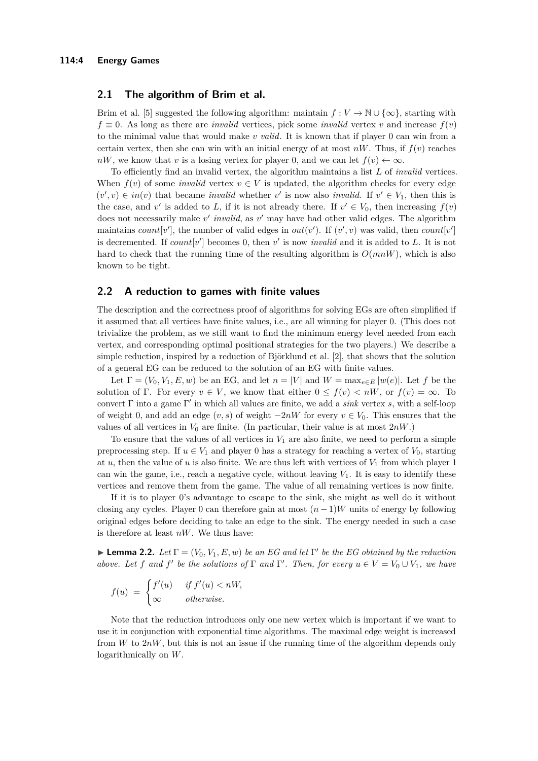## 2.1 The algorithm of Brim et al.

Brim et al. [5] suggested the following algorithm: maintain $f : V \to \mathbb{N} \cup \{\infty\}$, starting with $f \equiv 0$. As long as there are *invalid* vertices, pick some *invalid* vertex $v$ and increase $f(v)$ to the minimal value that would make $v$ *valid*. It is known that if player 0 can win from a certain vertex, then she can win with an initial energy of at most $nW$. Thus, if $f(v)$ reaches $nW$, we know that $v$ is a losing vertex for player 0, and we can let $f(v) \leftarrow \infty$.

To efficiently find an invalid vertex, the algorithm maintains a list $L$ of *invalid* vertices. When $f(v)$ of some *invalid* vertex $v \in V$ is updated, the algorithm checks for every edge $(v', v) \in in(v)$ that became *invalid* whether $v'$ is now also *invalid*. If $v' \in V_1$, then this is the case, and $v'$ is added to $L$, if it is not already there. If $v' \in V_0$, then increasing $f(v)$ does not necessarily make $v'$ *invalid*, as $v'$ may have had other valid edges. The algorithm maintains $count[v']$, the number of valid edges in $out(v')$. If $(v', v)$ was valid, then $count[v']$ is decremented. If $count[v']$ becomes 0, then $v'$ is now *invalid* and it is added to $L$. It is not hard to check that the running time of the resulting algorithm is $O(mnW)$, which is also known to be tight.

## 2.2 A reduction to games with finite values

The description and the correctness proof of algorithms for solving EGs are often simplified if it assumed that all vertices have finite values, i.e., are all winning for player 0. (This does not trivialize the problem, as we still want to find the minimum energy level needed from each vertex, and corresponding optimal positional strategies for the two players.) We describe a simple reduction, inspired by a reduction of Björklund et al. [2], that shows that the solution of a general EG can be reduced to the solution of an EG with finite values.

Let $\Gamma = (V_0, V_1, E, w)$ be an EG, and let $n = |V|$ and $W = \max_{e \in E} |w(e)|$. Let $f$ be the solution of $\Gamma$. For every $v \in V$, we know that either $0 \leq f(v) < nW$, or $f(v) = \infty$. To convert $\Gamma$ into a game $\Gamma'$ in which all values are finite, we add a *sink* vertex $s$, with a self-loop of weight 0, and add an edge $(v, s)$ of weight $-2nW$ for every $v \in V_0$. This ensures that the values of all vertices in $V_0$ are finite. (In particular, their value is at most $2nW$.)

To ensure that the values of all vertices in $V_1$ are also finite, we need to perform a simple preprocessing step. If $u \in V_1$ and player 0 has a strategy for reaching a vertex of $V_0$, starting at $u$, then the value of $u$ is also finite. We are thus left with vertices of $V_1$ from which player 1 can win the game, i.e., reach a negative cycle, without leaving $V_1$. It is easy to identify these vertices and remove them from the game. The value of all remaining vertices is now finite.

If it is to player 0's advantage to escape to the sink, she might as well do it without closing any cycles. Player 0 can therefore gain at most $(n-1)W$ units of energy by following original edges before deciding to take an edge to the sink. The energy needed in such a case is therefore at least $nW$. We thus have:

▶ **Lemma 2.2.** *Let $\Gamma = (V_0, V_1, E, w)$ be an EG and let $\Gamma'$ be the EG obtained by the reduction above. Let $f$ and $f'$ be the solutions of $\Gamma$ and $\Gamma'$. Then, for every $u \in V = V_0 \cup V_1$, we have*

$$f(u) \;=\; \begin{cases} f'(u) & \text{if } f'(u) < nW, \\ \infty & \text{otherwise.} \end{cases}$$

Note that the reduction introduces only one new vertex which is important if we want to use it in conjunction with exponential time algorithms. The maximal edge weight is increased from $W$ to $2nW$, but this is not an issue if the running time of the algorithm depends only logarithmically on $W$.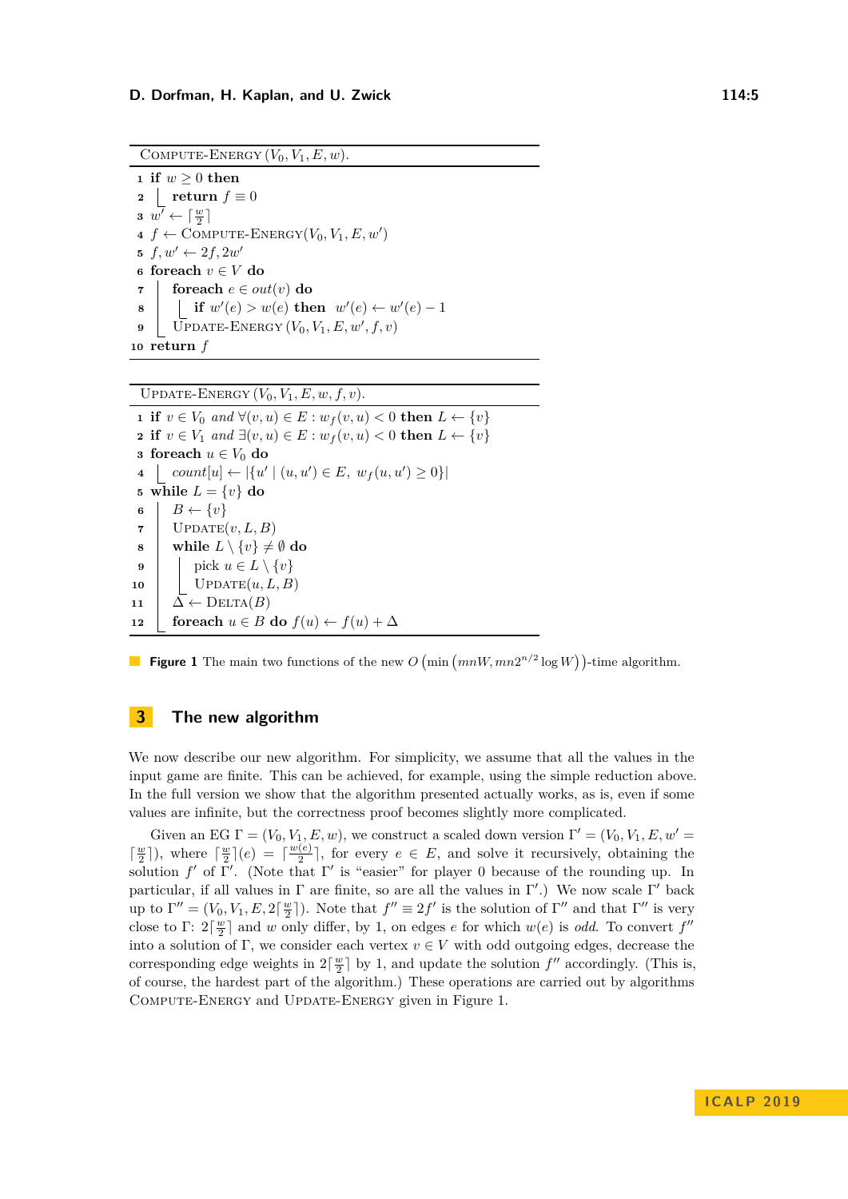**Compute-Energy** $(V_0, V_1, E, w)$.

```
1  if w ≥ 0 then
2      return f ≡ 0
3  w' ← ⌈w/2⌉
4  f ← Compute-Energy(V_0, V_1, E, w')
5  f, w' ← 2f, 2w'
6  foreach v ∈ V do
7      foreach e ∈ out(v) do
8          if w'(e) > w(e) then  w'(e) ← w'(e) − 1
9      Update-Energy (V_0, V_1, E, w', f, v)
10 return f
```

**Update-Energy** $(V_0, V_1, E, w, f, v)$.

```
1  if v ∈ V_0 and ∀(v,u) ∈ E : w_f(v,u) < 0 then L ← {v}
2  if v ∈ V_1 and ∃(v,u) ∈ E : w_f(v,u) < 0 then L ← {v}
3  foreach u ∈ V_0 do
4      count[u] ← |{u' | (u,u') ∈ E, w_f(u,u') ≥ 0}|
5  while L = {v} do
6      B ← {v}
7      Update(v, L, B)
8      while L \ {v} ≠ ∅ do
9          pick u ∈ L \ {v}
10         Update(u, L, B)
11     Δ ← Delta(B)
12     foreach u ∈ B do f(u) ← f(u) + Δ
```

**Figure 1** The main two functions of the new $O\left(\min\left(mnW, mn2^{n/2}\log W\right)\right)$-time algorithm.

## 3 The new algorithm

We now describe our new algorithm. For simplicity, we assume that all the values in the input game are finite. This can be achieved, for example, using the simple reduction above. In the full version we show that the algorithm presented actually works, as is, even if some values are infinite, but the correctness proof becomes slightly more complicated.

Given an EG $\Gamma = (V_0, V_1, E, w)$, we construct a scaled down version $\Gamma' = (V_0, V_1, E, w' = \lceil \frac{w}{2} \rceil)$, where $\lceil \frac{w}{2} \rceil(e) = \lceil \frac{w(e)}{2} \rceil$, for every $e \in E$, and solve it recursively, obtaining the solution $f'$ of $\Gamma'$. (Note that $\Gamma'$ is "easier" for player 0 because of the rounding up. In particular, if all values in $\Gamma$ are finite, so are all the values in $\Gamma'$.) We now scale $\Gamma'$ back up to $\Gamma'' = (V_0, V_1, E, 2\lceil \frac{w}{2} \rceil)$. Note that $f'' \equiv 2f'$ is the solution of $\Gamma''$ and that $\Gamma''$ is very close to $\Gamma$: $2\lceil \frac{w}{2} \rceil$ and $w$ only differ, by 1, on edges $e$ for which $w(e)$ is *odd*. To convert $f''$ into a solution of $\Gamma$, we consider each vertex $v \in V$ with odd outgoing edges, decrease the corresponding edge weights in $2\lceil \frac{w}{2} \rceil$ by 1, and update the solution $f''$ accordingly. (This is, of course, the hardest part of the algorithm.) These operations are carried out by algorithms Compute-Energy and Update-Energy given in Figure 1.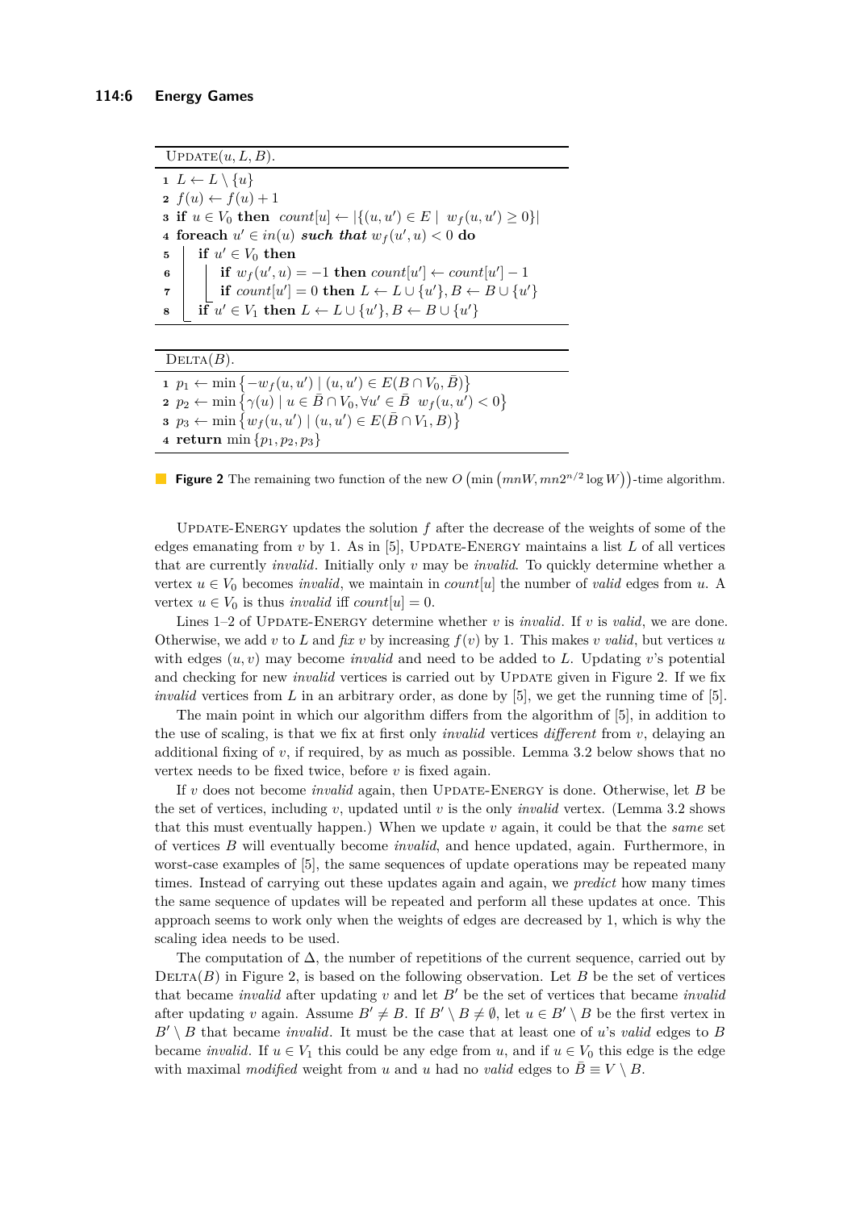```
UPDATE(u, L, B).
1 L ← L \ {u}
2 f(u) ← f(u) + 1
3 if u ∈ V_0 then  count[u] ← |{(u,u') ∈ E | w_f(u,u') ≥ 0}|
4 foreach u' ∈ in(u) such that w_f(u',u) < 0 do
5     if u' ∈ V_0 then
6         if w_f(u',u) = −1 then count[u'] ← count[u'] − 1
7         if count[u'] = 0 then L ← L ∪ {u'}, B ← B ∪ {u'}
8     if u' ∈ V_1 then L ← L ∪ {u'}, B ← B ∪ {u'}
```

```
DELTA(B).
1 p_1 ← min{−w_f(u,u') | (u,u') ∈ E(B ∩ V_0, B̄)}
2 p_2 ← min{γ(u) | u ∈ B̄ ∩ V_0, ∀u' ∈ B̄  w_f(u,u') < 0}
3 p_3 ← min{w_f(u,u') | (u,u') ∈ E(B̄ ∩ V_1, B)}
4 return min{p_1, p_2, p_3}
```

**Figure 2** The remaining two function of the new $O\left(\min\left(mnW, mn2^{n/2}\log W\right)\right)$-time algorithm.

Update-Energy updates the solution $f$ after the decrease of the weights of some of the edges emanating from $v$ by 1. As in [5], Update-Energy maintains a list $L$ of all vertices that are currently *invalid*. Initially only $v$ may be *invalid*. To quickly determine whether a vertex $u \in V_0$ becomes *invalid*, we maintain in $count[u]$ the number of *valid* edges from $u$. A vertex $u \in V_0$ is thus *invalid* iff $count[u] = 0$.

Lines 1–2 of Update-Energy determine whether $v$ is *invalid*. If $v$ is *valid*, we are done. Otherwise, we add $v$ to $L$ and *fix* $v$ by increasing $f(v)$ by 1. This makes $v$ *valid*, but vertices $u$ with edges $(u, v)$ may become *invalid* and need to be added to $L$. Updating $v$'s potential and checking for new *invalid* vertices is carried out by Update given in Figure 2. If we fix *invalid* vertices from $L$ in an arbitrary order, as done by [5], we get the running time of [5].

The main point in which our algorithm differs from the algorithm of [5], in addition to the use of scaling, is that we fix at first only *invalid* vertices *different* from $v$, delaying an additional fixing of $v$, if required, by as much as possible. Lemma 3.2 below shows that no vertex needs to be fixed twice, before $v$ is fixed again.

If $v$ does not become *invalid* again, then Update-Energy is done. Otherwise, let $B$ be the set of vertices, including $v$, updated until $v$ is the only *invalid* vertex. (Lemma 3.2 shows that this must eventually happen.) When we update $v$ again, it could be that the *same* set of vertices $B$ will eventually become *invalid*, and hence updated, again. Furthermore, in worst-case examples of [5], the same sequences of update operations may be repeated many times. Instead of carrying out these updates again and again, we *predict* how many times the same sequence of updates will be repeated and perform all these updates at once. This approach seems to work only when the weights of edges are decreased by 1, which is why the scaling idea needs to be used.

The computation of $\Delta$, the number of repetitions of the current sequence, carried out by Delta$(B)$ in Figure 2, is based on the following observation. Let $B$ be the set of vertices that became *invalid* after updating $v$ and let $B'$ be the set of vertices that became *invalid* after updating $v$ again. Assume $B' \neq B$. If $B' \setminus B \neq \emptyset$, let $u \in B' \setminus B$ be the first vertex in $B' \setminus B$ that became *invalid*. It must be the case that at least one of $u$'s *valid* edges to $B$ became *invalid*. If $u \in V_1$ this could be any edge from $u$, and if $u \in V_0$ this edge is the edge with maximal *modified* weight from $u$ and $u$ had no *valid* edges to $\bar{B} \equiv V \setminus B$.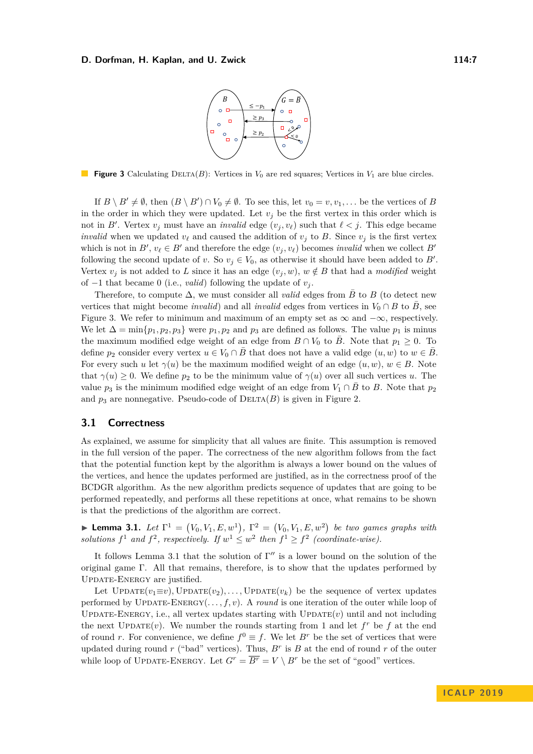**Figure 3** Calculating $\textsc{Delta}(B)$: Vertices in $V_0$ are red squares; Vertices in $V_1$ are blue circles.

If $B \setminus B' \neq \emptyset$, then $(B \setminus B') \cap V_0 \neq \emptyset$. To see this, let $v_0 = v, v_1, \ldots$ be the vertices of $B$ in the order in which they were updated. Let $v_j$ be the first vertex in this order which is not in $B'$. Vertex $v_j$ must have an *invalid* edge $(v_j, v_\ell)$ such that $\ell < j$. This edge became *invalid* when we updated $v_\ell$ and caused the addition of $v_j$ to $B$. Since $v_j$ is the first vertex which is not in $B'$, $v_\ell \in B'$ and therefore the edge $(v_j, v_\ell)$ becomes *invalid* when we collect $B'$ following the second update of $v$. So $v_j \in V_0$, as otherwise it should have been added to $B'$. Vertex $v_j$ is not added to $L$ since it has an edge $(v_j, w)$, $w \notin B$ that had a *modified* weight of $-1$ that became $0$ (i.e., *valid*) following the update of $v_j$.

Therefore, to compute $\Delta$, we must consider all *valid* edges from $\bar{B}$ to $B$ (to detect new vertices that might become *invalid*) and all *invalid* edges from vertices in $V_0 \cap B$ to $\bar{B}$, see Figure 3. We refer to minimum and maximum of an empty set as $\infty$ and $-\infty$, respectively. We let $\Delta = \min\{p_1, p_2, p_3\}$ were $p_1, p_2$ and $p_3$ are defined as follows. The value $p_1$ is minus the maximum modified edge weight of an edge from $B \cap V_0$ to $\bar{B}$. Note that $p_1 \geq 0$. To define $p_2$ consider every vertex $u \in V_0 \cap \bar{B}$ that does not have a valid edge $(u, w)$ to $w \in \bar{B}$. For every such $u$ let $\gamma(u)$ be the maximum modified weight of an edge $(u, w)$, $w \in B$. Note that $\gamma(u) \geq 0$. We define $p_2$ to be the minimum value of $\gamma(u)$ over all such vertices $u$. The value $p_3$ is the minimum modified edge weight of an edge from $V_1 \cap \bar{B}$ to $B$. Note that $p_2$ and $p_3$ are nonnegative. Pseudo-code of $\textsc{Delta}(B)$ is given in Figure 2.

## 3.1 Correctness

As explained, we assume for simplicity that all values are finite. This assumption is removed in the full version of the paper. The correctness of the new algorithm follows from the fact that the potential function kept by the algorithm is always a lower bound on the values of the vertices, and hence the updates performed are justified, as in the correctness proof of the BCDGR algorithm. As the new algorithm predicts sequence of updates that are going to be performed repeatedly, and performs all these repetitions at once, what remains to be shown is that the predictions of the algorithm are correct.

▶ **Lemma 3.1.** *Let $\Gamma^1 = (V_0, V_1, E, w^1)$, $\Gamma^2 = (V_0, V_1, E, w^2)$ be two games graphs with solutions $f^1$ and $f^2$, respectively. If $w^1 \leq w^2$ then $f^1 \geq f^2$ (coordinate-wise).*

It follows Lemma 3.1 that the solution of $\Gamma''$ is a lower bound on the solution of the original game $\Gamma$. All that remains, therefore, is to show that the updates performed by $\textsc{Update-Energy}$ are justified.

Let $\textsc{Update}(v_1 \equiv v), \textsc{Update}(v_2), \ldots, \textsc{Update}(v_k)$ be the sequence of vertex updates performed by $\textsc{Update-Energy}(\ldots, f, v)$. A *round* is one iteration of the outer while loop of $\textsc{Update-Energy}$, i.e., all vertex updates starting with $\textsc{Update}(v)$ until and not including the next $\textsc{Update}(v)$. We number the rounds starting from 1 and let $f^r$ be $f$ at the end of round $r$. For convenience, we define $f^0 \equiv f$. We let $B^r$ be the set of vertices that were updated during round $r$ ("bad" vertices). Thus, $B^r$ is $B$ at the end of round $r$ of the outer while loop of $\textsc{Update-Energy}$. Let $G^r = \overline{B^r} = V \setminus B^r$ be the set of "good" vertices.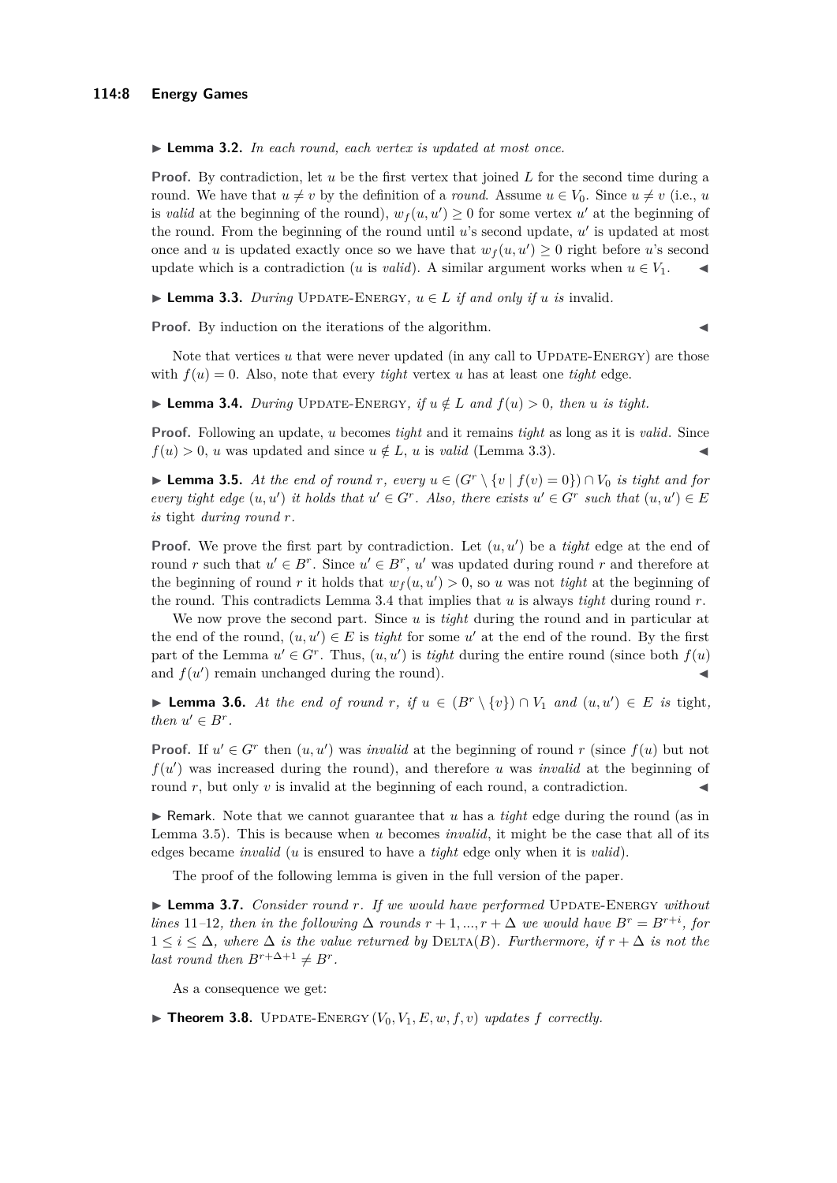▶ **Lemma 3.2.** *In each round, each vertex is updated at most once.*

**Proof.** By contradiction, let $u$ be the first vertex that joined $L$ for the second time during a round. We have that $u \neq v$ by the definition of a *round*. Assume $u \in V_0$. Since $u \neq v$ (i.e., $u$ is *valid* at the beginning of the round), $w_f(u, u') \geq 0$ for some vertex $u'$ at the beginning of the round. From the beginning of the round until $u$'s second update, $u'$ is updated at most once and $u$ is updated exactly once so we have that $w_f(u, u') \geq 0$ right before $u$'s second update which is a contradiction ($u$ is *valid*). A similar argument works when $u \in V_1$. ◀

▶ **Lemma 3.3.** *During* Update-Energy*, $u \in L$ if and only if $u$ is* invalid*.*

**Proof.** By induction on the iterations of the algorithm. ◀

Note that vertices $u$ that were never updated (in any call to Update-Energy) are those with $f(u) = 0$. Also, note that every *tight* vertex $u$ has at least one *tight* edge.

▶ **Lemma 3.4.** *During* Update-Energy*, if $u \notin L$ and $f(u) > 0$, then $u$ is tight.*

**Proof.** Following an update, $u$ becomes *tight* and it remains *tight* as long as it is *valid*. Since $f(u) > 0$, $u$ was updated and since $u \notin L$, $u$ is *valid* (Lemma 3.3). ◀

▶ **Lemma 3.5.** *At the end of round $r$, every $u \in (G^r \setminus \{v \mid f(v) = 0\}) \cap V_0$ is tight and for every tight edge $(u, u')$ it holds that $u' \in G^r$. Also, there exists $u' \in G^r$ such that $(u, u') \in E$ is* tight *during round $r$.*

**Proof.** We prove the first part by contradiction. Let $(u, u')$ be a *tight* edge at the end of round $r$ such that $u' \in B^r$. Since $u' \in B^r$, $u'$ was updated during round $r$ and therefore at the beginning of round $r$ it holds that $w_f(u, u') > 0$, so $u$ was not *tight* at the beginning of the round. This contradicts Lemma 3.4 that implies that $u$ is always *tight* during round $r$.

We now prove the second part. Since $u$ is *tight* during the round and in particular at the end of the round, $(u, u') \in E$ is *tight* for some $u'$ at the end of the round. By the first part of the Lemma $u' \in G^r$. Thus, $(u, u')$ is *tight* during the entire round (since both $f(u)$ and $f(u')$ remain unchanged during the round). ◀

▶ **Lemma 3.6.** *At the end of round $r$, if $u \in (B^r \setminus \{v\}) \cap V_1$ and $(u, u') \in E$ is* tight*, then $u' \in B^r$.*

**Proof.** If $u' \in G^r$ then $(u, u')$ was *invalid* at the beginning of round $r$ (since $f(u)$ but not $f(u')$ was increased during the round), and therefore $u$ was *invalid* at the beginning of round $r$, but only $v$ is invalid at the beginning of each round, a contradiction. ◀

▶ Remark. Note that we cannot guarantee that $u$ has a *tight* edge during the round (as in Lemma 3.5). This is because when $u$ becomes *invalid*, it might be the case that all of its edges became *invalid* ($u$ is ensured to have a *tight* edge only when it is *valid*).

The proof of the following lemma is given in the full version of the paper.

▶ **Lemma 3.7.** *Consider round $r$. If we would have performed* Update-Energy *without lines 11–12, then in the following $\Delta$ rounds $r+1, ..., r+\Delta$ we would have $B^r = B^{r+i}$, for $1 \leq i \leq \Delta$, where $\Delta$ is the value returned by* Delta$(B)$*. Furthermore, if $r + \Delta$ is not the last round then $B^{r+\Delta+1} \neq B^r$.*

As a consequence we get:

▶ **Theorem 3.8.** Update-Energy $(V_0, V_1, E, w, f, v)$ *updates $f$ correctly.*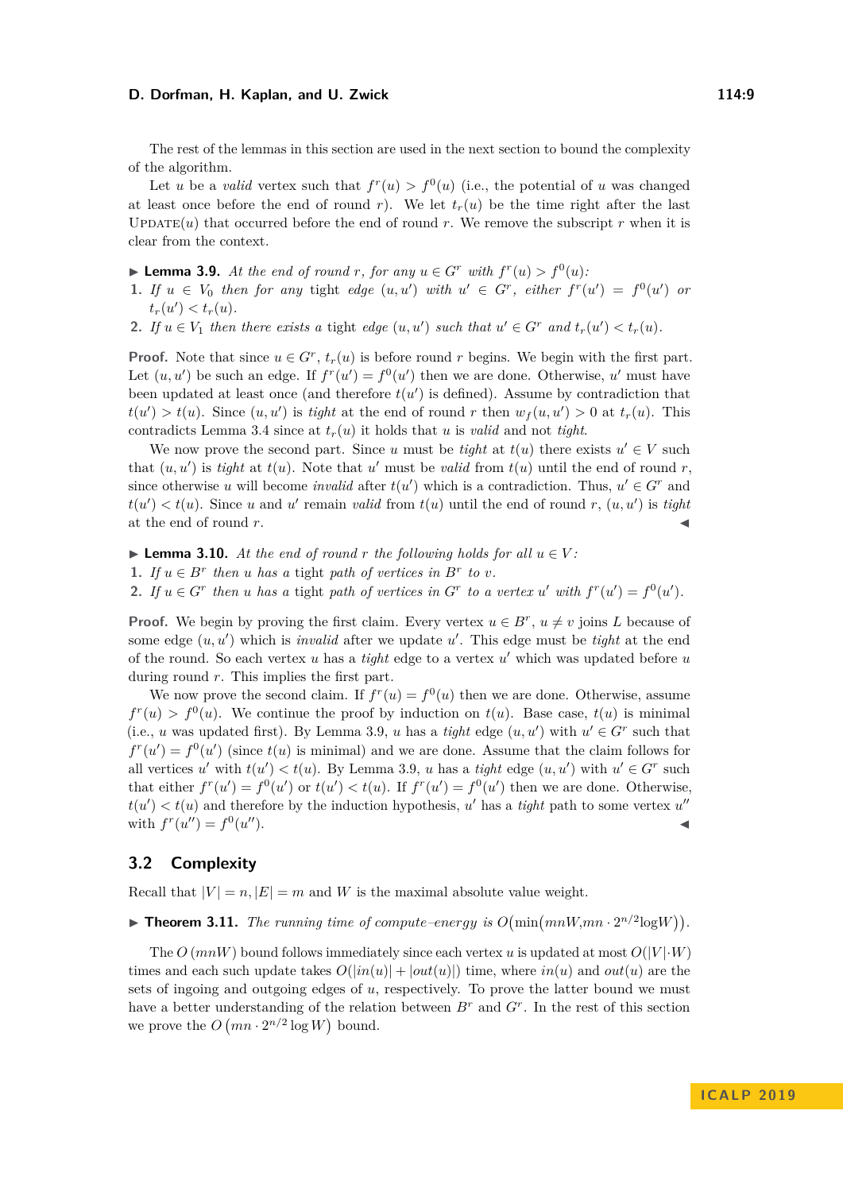The rest of the lemmas in this section are used in the next section to bound the complexity of the algorithm.

Let $u$ be a *valid* vertex such that $f^r(u) > f^0(u)$ (i.e., the potential of $u$ was changed at least once before the end of round $r$). We let $t_r(u)$ be the time right after the last UPDATE$(u)$ that occurred before the end of round $r$. We remove the subscript $r$ when it is clear from the context.

▶ **Lemma 3.9.** *At the end of round $r$, for any $u \in G^r$ with $f^r(u) > f^0(u)$:*

1. *If $u \in V_0$ then for any* tight *edge $(u, u')$ with $u' \in G^r$, either $f^r(u') = f^0(u')$ or $t_r(u') < t_r(u)$.*
2. *If $u \in V_1$ then there exists a* tight *edge $(u, u')$ such that $u' \in G^r$ and $t_r(u') < t_r(u)$.*

**Proof.** Note that since $u \in G^r$, $t_r(u)$ is before round $r$ begins. We begin with the first part. Let $(u, u')$ be such an edge. If $f^r(u') = f^0(u')$ then we are done. Otherwise, $u'$ must have been updated at least once (and therefore $t(u')$ is defined). Assume by contradiction that $t(u') > t(u)$. Since $(u, u')$ is *tight* at the end of round $r$ then $w_f(u, u') > 0$ at $t_r(u)$. This contradicts Lemma 3.4 since at $t_r(u)$ it holds that $u$ is *valid* and not *tight*.

We now prove the second part. Since $u$ must be *tight* at $t(u)$ there exists $u' \in V$ such that $(u, u')$ is *tight* at $t(u)$. Note that $u'$ must be *valid* from $t(u)$ until the end of round $r$, since otherwise $u$ will become *invalid* after $t(u')$ which is a contradiction. Thus, $u' \in G^r$ and $t(u') < t(u)$. Since $u$ and $u'$ remain *valid* from $t(u)$ until the end of round $r$, $(u, u')$ is *tight* at the end of round $r$. ◀

▶ **Lemma 3.10.** *At the end of round $r$ the following holds for all $u \in V$:*

1. *If $u \in B^r$ then $u$ has a* tight *path of vertices in $B^r$ to $v$.*
2. *If $u \in G^r$ then $u$ has a* tight *path of vertices in $G^r$ to a vertex $u'$ with $f^r(u') = f^0(u')$.*

**Proof.** We begin by proving the first claim. Every vertex $u \in B^r$, $u \neq v$ joins $L$ because of some edge $(u, u')$ which is *invalid* after we update $u'$. This edge must be *tight* at the end of the round. So each vertex $u$ has a *tight* edge to a vertex $u'$ which was updated before $u$ during round $r$. This implies the first part.

We now prove the second claim. If $f^r(u) = f^0(u)$ then we are done. Otherwise, assume $f^r(u) > f^0(u)$. We continue the proof by induction on $t(u)$. Base case, $t(u)$ is minimal (i.e., $u$ was updated first). By Lemma 3.9, $u$ has a *tight* edge $(u, u')$ with $u' \in G^r$ such that $f^r(u') = f^0(u')$ (since $t(u)$ is minimal) and we are done. Assume that the claim follows for all vertices $u'$ with $t(u') < t(u)$. By Lemma 3.9, $u$ has a *tight* edge $(u, u')$ with $u' \in G^r$ such that either $f^r(u') = f^0(u')$ or $t(u') < t(u)$. If $f^r(u') = f^0(u')$ then we are done. Otherwise, $t(u') < t(u)$ and therefore by the induction hypothesis, $u'$ has a *tight* path to some vertex $u''$ with $f^r(u'') = f^0(u'')$. ◀

## 3.2 Complexity

Recall that $|V| = n, |E| = m$ and $W$ is the maximal absolute value weight.

▶ **Theorem 3.11.** *The running time of compute–energy is $O\big(\min\big(mnW, mn \cdot 2^{n/2} \log W\big)\big)$.*

The $O(mnW)$ bound follows immediately since each vertex $u$ is updated at most $O(|V| \cdot W)$ times and each such update takes $O(|in(u)| + |out(u)|)$ time, where $in(u)$ and $out(u)$ are the sets of ingoing and outgoing edges of $u$, respectively. To prove the latter bound we must have a better understanding of the relation between $B^r$ and $G^r$. In the rest of this section we prove the $O\left(mn \cdot 2^{n/2} \log W\right)$ bound.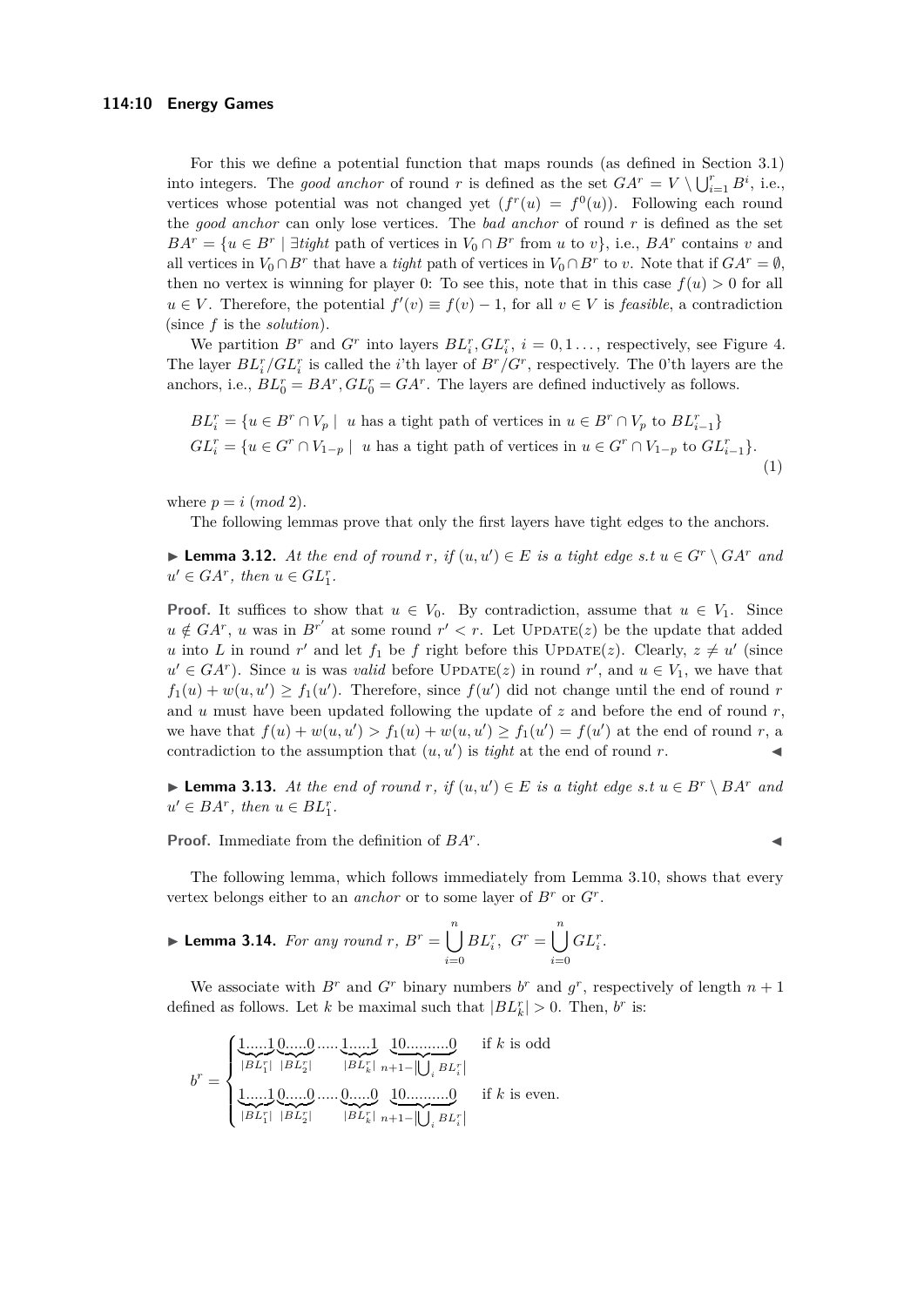For this we define a potential function that maps rounds (as defined in Section 3.1) into integers. The *good anchor* of round $r$ is defined as the set $GA^r = V \setminus \bigcup_{i=1}^{r} B^i$, i.e., vertices whose potential was not changed yet ($f^r(u) = f^0(u)$). Following each round the *good anchor* can only lose vertices. The *bad anchor* of round $r$ is defined as the set $BA^r = \{u \in B^r \mid \exists tight \text{ path of vertices in } V_0 \cap B^r \text{ from } u \text{ to } v\}$, i.e., $BA^r$ contains $v$ and all vertices in $V_0 \cap B^r$ that have a *tight* path of vertices in $V_0 \cap B^r$ to $v$. Note that if $GA^r = \emptyset$, then no vertex is winning for player 0: To see this, note that in this case $f(u) > 0$ for all $u \in V$. Therefore, the potential $f'(v) \equiv f(v) - 1$, for all $v \in V$ is *feasible*, a contradiction (since $f$ is the *solution*).

We partition $B^r$ and $G^r$ into layers $BL_i^r, GL_i^r$, $i = 0, 1 \ldots$, respectively, see Figure 4. The layer $BL_i^r/GL_i^r$ is called the $i$'th layer of $B^r/G^r$, respectively. The 0'th layers are the anchors, i.e., $BL_0^r = BA^r, GL_0^r = GA^r$. The layers are defined inductively as follows.

$$
\begin{aligned}
BL_i^r &= \{u \in B^r \cap V_p \mid \; u \text{ has a tight path of vertices in } u \in B^r \cap V_p \text{ to } BL_{i-1}^r\} \\
GL_i^r &= \{u \in G^r \cap V_{1-p} \mid \; u \text{ has a tight path of vertices in } u \in G^r \cap V_{1-p} \text{ to } GL_{i-1}^r\}.
\end{aligned} \tag{1}
$$

where $p = i \ (mod\ 2)$.

The following lemmas prove that only the first layers have tight edges to the anchors.

▶ **Lemma 3.12.** *At the end of round $r$, if $(u, u') \in E$ is a tight edge s.t $u \in G^r \setminus GA^r$ and $u' \in GA^r$, then $u \in GL_1^r$.*

**Proof.** It suffices to show that $u \in V_0$. By contradiction, assume that $u \in V_1$. Since $u \notin GA^r$, $u$ was in $B^{r'}$ at some round $r' < r$. Let UPDATE($z$) be the update that added $u$ into $L$ in round $r'$ and let $f_1$ be $f$ right before this UPDATE($z$). Clearly, $z \neq u'$ (since $u' \in GA^r$). Since $u$ is was *valid* before UPDATE($z$) in round $r'$, and $u \in V_1$, we have that $f_1(u) + w(u, u') \geq f_1(u')$. Therefore, since $f(u')$ did not change until the end of round $r$ and $u$ must have been updated following the update of $z$ and before the end of round $r$, we have that $f(u) + w(u, u') > f_1(u) + w(u, u') \geq f_1(u') = f(u')$ at the end of round $r$, a contradiction to the assumption that $(u, u')$ is *tight* at the end of round $r$. ◀

▶ **Lemma 3.13.** *At the end of round $r$, if $(u, u') \in E$ is a tight edge s.t $u \in B^r \setminus BA^r$ and $u' \in BA^r$, then $u \in BL_1^r$.*

**Proof.** Immediate from the definition of $BA^r$. ◀

The following lemma, which follows immediately from Lemma 3.10, shows that every vertex belongs either to an *anchor* or to some layer of $B^r$ or $G^r$.

▶ **Lemma 3.14.** *For any round $r$, $B^r = \bigcup_{i=0}^{n} BL_i^r, \; G^r = \bigcup_{i=0}^{n} GL_i^r$.*

We associate with $B^r$ and $G^r$ binary numbers $b^r$ and $g^r$, respectively of length $n+1$ defined as follows. Let $k$ be maximal such that $|BL_k^r| > 0$. Then, $b^r$ is:

$$
b^r = \begin{cases}
\underbrace{1.....1}_{|BL_1^r|}\underbrace{0.....0}_{|BL_2^r|}.....\underbrace{1.....1}_{|BL_k^r|}\;\underbrace{10..........0}_{n+1-|\bigcup_i BL_i^r|} & \text{if } k \text{ is odd} \\
\underbrace{1.....1}_{|BL_1^r|}\underbrace{0.....0}_{|BL_2^r|}.....\underbrace{0.....0}_{|BL_k^r|}\;\underbrace{10..........0}_{n+1-|\bigcup_i BL_i^r|} & \text{if } k \text{ is even.}
\end{cases}
$$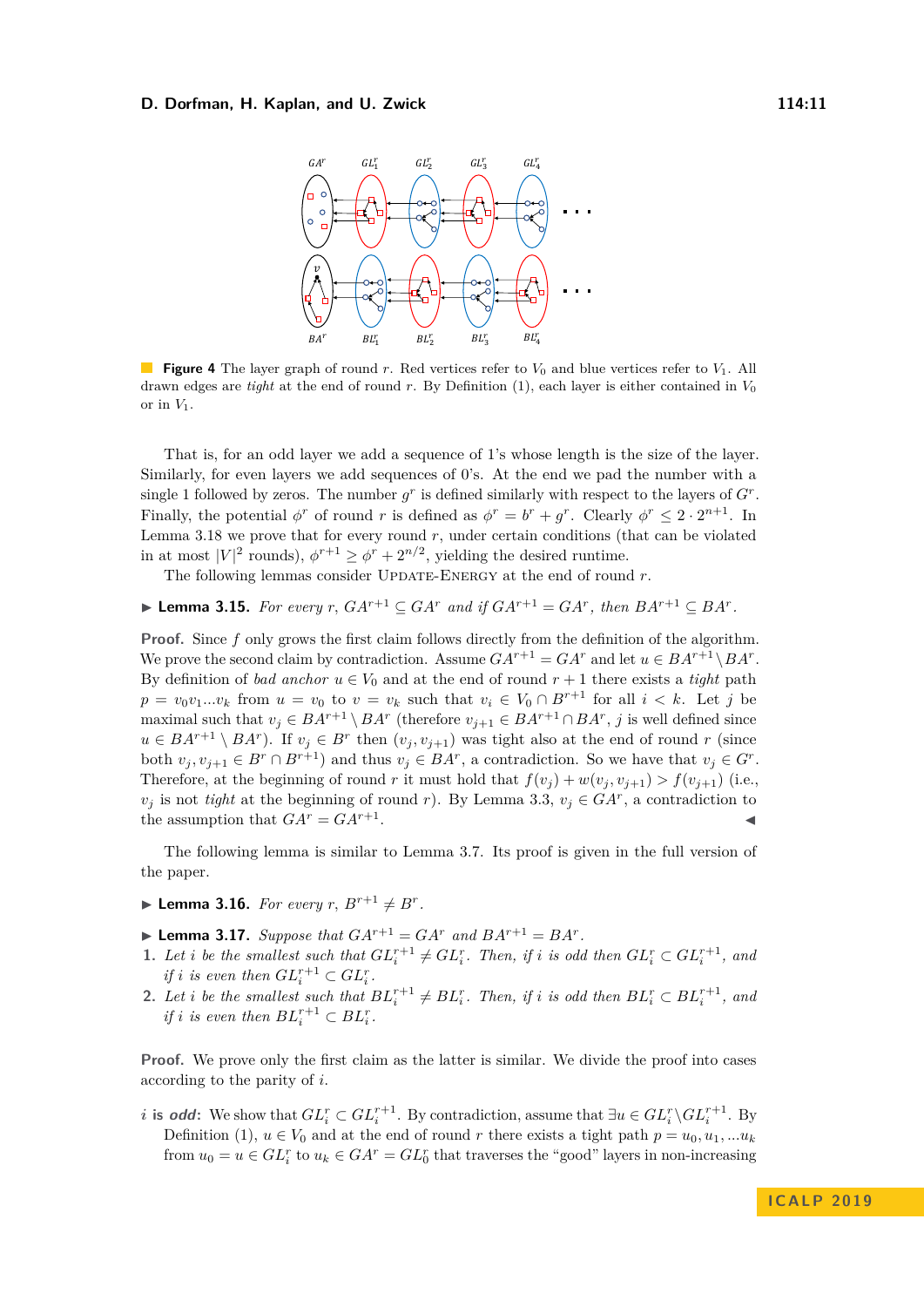**Figure 4** The layer graph of round $r$. Red vertices refer to $V_0$ and blue vertices refer to $V_1$. All drawn edges are *tight* at the end of round $r$. By Definition (1), each layer is either contained in $V_0$ or in $V_1$.

That is, for an odd layer we add a sequence of 1's whose length is the size of the layer. Similarly, for even layers we add sequences of 0's. At the end we pad the number with a single 1 followed by zeros. The number $g^r$ is defined similarly with respect to the layers of $G^r$. Finally, the potential $\phi^r$ of round $r$ is defined as $\phi^r = b^r + g^r$. Clearly $\phi^r \leq 2 \cdot 2^{n+1}$. In Lemma 3.18 we prove that for every round $r$, under certain conditions (that can be violated in at most $|V|^2$ rounds), $\phi^{r+1} \geq \phi^r + 2^{n/2}$, yielding the desired runtime.

The following lemmas consider UPDATE-ENERGY at the end of round $r$.

▶ **Lemma 3.15.** *For every $r$, $GA^{r+1} \subseteq GA^r$ and if $GA^{r+1} = GA^r$, then $BA^{r+1} \subseteq BA^r$.*

**Proof.** Since $f$ only grows the first claim follows directly from the definition of the algorithm. We prove the second claim by contradiction. Assume $GA^{r+1} = GA^r$ and let $u \in BA^{r+1} \setminus BA^r$. By definition of *bad anchor* $u \in V_0$ and at the end of round $r+1$ there exists a *tight* path $p = v_0 v_1 ... v_k$ from $u = v_0$ to $v = v_k$ such that $v_i \in V_0 \cap B^{r+1}$ for all $i < k$. Let $j$ be maximal such that $v_j \in BA^{r+1} \setminus BA^r$ (therefore $v_{j+1} \in BA^{r+1} \cap BA^r$, $j$ is well defined since $u \in BA^{r+1} \setminus BA^r$). If $v_j \in B^r$ then $(v_j, v_{j+1})$ was tight also at the end of round $r$ (since both $v_j, v_{j+1} \in B^r \cap B^{r+1}$) and thus $v_j \in BA^r$, a contradiction. So we have that $v_j \in G^r$. Therefore, at the beginning of round $r$ it must hold that $f(v_j) + w(v_j, v_{j+1}) > f(v_{j+1})$ (i.e., $v_j$ is not *tight* at the beginning of round $r$). By Lemma 3.3, $v_j \in GA^r$, a contradiction to the assumption that $GA^r = GA^{r+1}$. ◀

The following lemma is similar to Lemma 3.7. Its proof is given in the full version of the paper.

▶ **Lemma 3.16.** *For every $r$, $B^{r+1} \neq B^r$.*

▶ **Lemma 3.17.** *Suppose that $GA^{r+1} = GA^r$ and $BA^{r+1} = BA^r$.*

1. *Let $i$ be the smallest such that $GL_i^{r+1} \neq GL_i^r$. Then, if $i$ is odd then $GL_i^r \subset GL_i^{r+1}$, and if $i$ is even then $GL_i^{r+1} \subset GL_i^r$.*
2. *Let $i$ be the smallest such that $BL_i^{r+1} \neq BL_i^r$. Then, if $i$ is odd then $BL_i^r \subset BL_i^{r+1}$, and if $i$ is even then $BL_i^{r+1} \subset BL_i^r$.*

**Proof.** We prove only the first claim as the latter is similar. We divide the proof into cases according to the parity of $i$.

$i$ **is *odd*:** We show that $GL_i^r \subset GL_i^{r+1}$. By contradiction, assume that $\exists u \in GL_i^r \setminus GL_i^{r+1}$. By Definition (1), $u \in V_0$ and at the end of round $r$ there exists a tight path $p = u_0, u_1, ... u_k$ from $u_0 = u \in GL_i^r$ to $u_k \in GA^r = GL_0^r$ that traverses the "good" layers in non-increasing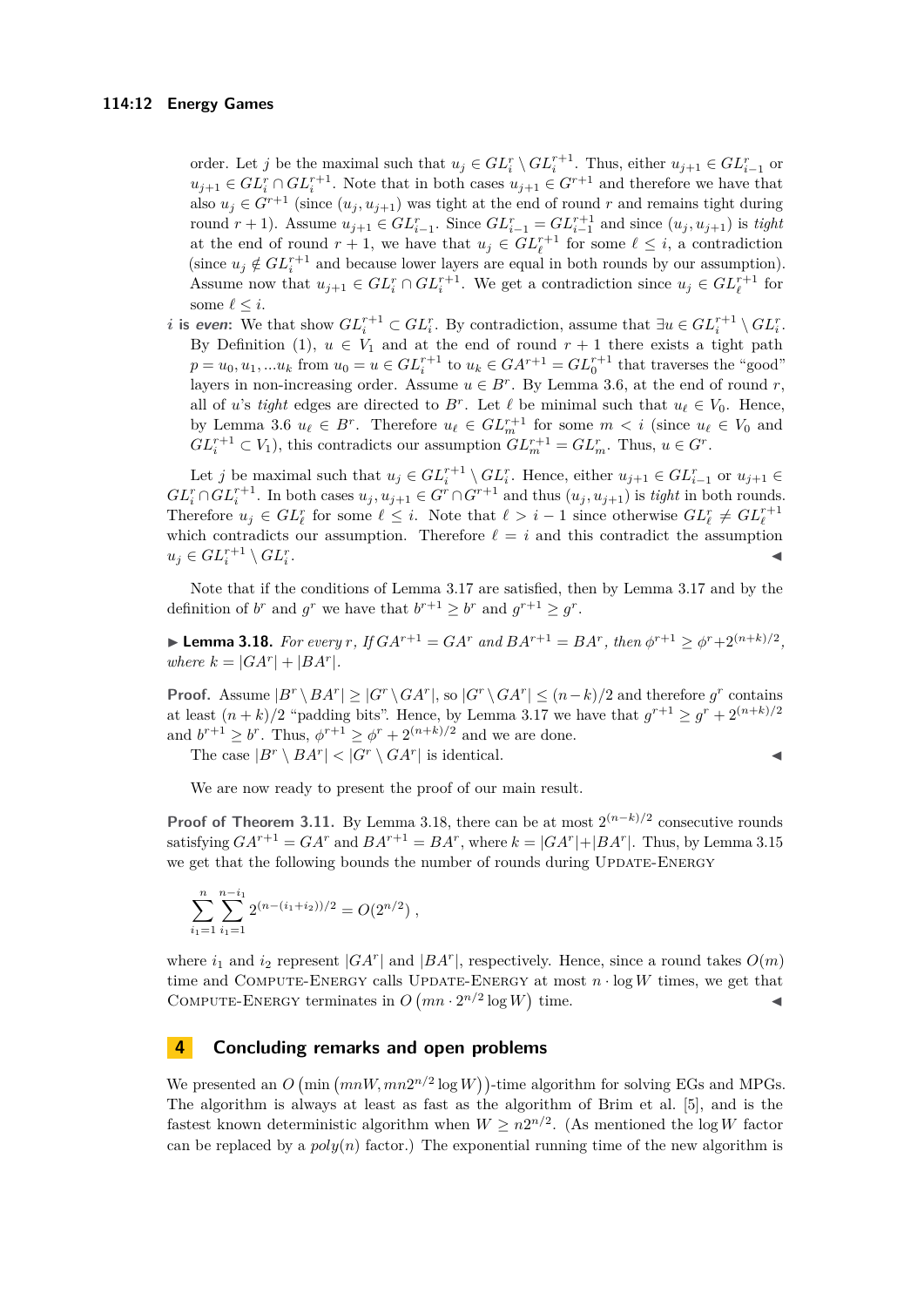order. Let $j$ be the maximal such that $u_j \in GL_i^r \setminus GL_i^{r+1}$. Thus, either $u_{j+1} \in GL_{i-1}^r$ or $u_{j+1} \in GL_i^r \cap GL_i^{r+1}$. Note that in both cases $u_{j+1} \in G^{r+1}$ and therefore we have that also $u_j \in G^{r+1}$ (since $(u_j, u_{j+1})$ was tight at the end of round $r$ and remains tight during round $r+1$). Assume $u_{j+1} \in GL_{i-1}^r$. Since $GL_{i-1}^r = GL_{i-1}^{r+1}$ and since $(u_j, u_{j+1})$ is *tight* at the end of round $r+1$, we have that $u_j \in GL_\ell^{r+1}$ for some $\ell \leq i$, a contradiction (since $u_j \notin GL_i^{r+1}$ and because lower layers are equal in both rounds by our assumption). Assume now that $u_{j+1} \in GL_i^r \cap GL_i^{r+1}$. We get a contradiction since $u_j \in GL_\ell^{r+1}$ for some $\ell \leq i$.

***i* is *even*:** We that show $GL_i^{r+1} \subset GL_i^r$. By contradiction, assume that $\exists u \in GL_i^{r+1} \setminus GL_i^r$. By Definition (1), $u \in V_1$ and at the end of round $r+1$ there exists a tight path $p = u_0, u_1, \ldots u_k$ from $u_0 = u \in GL_i^{r+1}$ to $u_k \in GA^{r+1} = GL_0^{r+1}$ that traverses the "good" layers in non-increasing order. Assume $u \in B^r$. By Lemma 3.6, at the end of round $r$, all of $u$'s *tight* edges are directed to $B^r$. Let $\ell$ be minimal such that $u_\ell \in V_0$. Hence, by Lemma 3.6 $u_\ell \in B^r$. Therefore $u_\ell \in GL_m^{r+1}$ for some $m < i$ (since $u_\ell \in V_0$ and $GL_i^{r+1} \subset V_1$), this contradicts our assumption $GL_m^{r+1} = GL_m^r$. Thus, $u \in G^r$.

Let $j$ be maximal such that $u_j \in GL_i^{r+1} \setminus GL_i^r$. Hence, either $u_{j+1} \in GL_{i-1}^r$ or $u_{j+1} \in GL_i^r \cap GL_i^{r+1}$. In both cases $u_j, u_{j+1} \in G^r \cap G^{r+1}$ and thus $(u_j, u_{j+1})$ is *tight* in both rounds. Therefore $u_j \in GL_\ell^r$ for some $\ell \leq i$. Note that $\ell > i-1$ since otherwise $GL_\ell^r \neq GL_\ell^{r+1}$ which contradicts our assumption. Therefore $\ell = i$ and this contradict the assumption $u_j \in GL_i^{r+1} \setminus GL_i^r$. ◀

Note that if the conditions of Lemma 3.17 are satisfied, then by Lemma 3.17 and by the definition of $b^r$ and $g^r$ we have that $b^{r+1} \geq b^r$ and $g^{r+1} \geq g^r$.

▶ **Lemma 3.18.** *For every $r$, If $GA^{r+1} = GA^r$ and $BA^{r+1} = BA^r$, then $\phi^{r+1} \geq \phi^r + 2^{(n+k)/2}$, where $k = |GA^r| + |BA^r|$.*

**Proof.** Assume $|B^r \setminus BA^r| \geq |G^r \setminus GA^r|$, so $|G^r \setminus GA^r| \leq (n-k)/2$ and therefore $g^r$ contains at least $(n+k)/2$ "padding bits". Hence, by Lemma 3.17 we have that $g^{r+1} \geq g^r + 2^{(n+k)/2}$ and $b^{r+1} \geq b^r$. Thus, $\phi^{r+1} \geq \phi^r + 2^{(n+k)/2}$ and we are done.

The case $|B^r \setminus BA^r| < |G^r \setminus GA^r|$ is identical. ◀

We are now ready to present the proof of our main result.

**Proof of Theorem 3.11.** By Lemma 3.18, there can be at most $2^{(n-k)/2}$ consecutive rounds satisfying $GA^{r+1} = GA^r$ and $BA^{r+1} = BA^r$, where $k = |GA^r| + |BA^r|$. Thus, by Lemma 3.15 we get that the following bounds the number of rounds during UPDATE-ENERGY

$$\sum_{i_1=1}^{n} \sum_{i_1=1}^{n-i_1} 2^{(n-(i_1+i_2))/2} = O(2^{n/2}) \ ,$$

where $i_1$ and $i_2$ represent $|GA^r|$ and $|BA^r|$, respectively. Hence, since a round takes $O(m)$ time and COMPUTE-ENERGY calls UPDATE-ENERGY at most $n \cdot \log W$ times, we get that COMPUTE-ENERGY terminates in $O\left(mn \cdot 2^{n/2} \log W\right)$ time. ◀

## 4 Concluding remarks and open problems

We presented an $O\left(\min\left(mnW, mn2^{n/2}\log W\right)\right)$-time algorithm for solving EGs and MPGs. The algorithm is always at least as fast as the algorithm of Brim et al. [5], and is the fastest known deterministic algorithm when $W \geq n2^{n/2}$. (As mentioned the $\log W$ factor can be replaced by a $poly(n)$ factor.) The exponential running time of the new algorithm is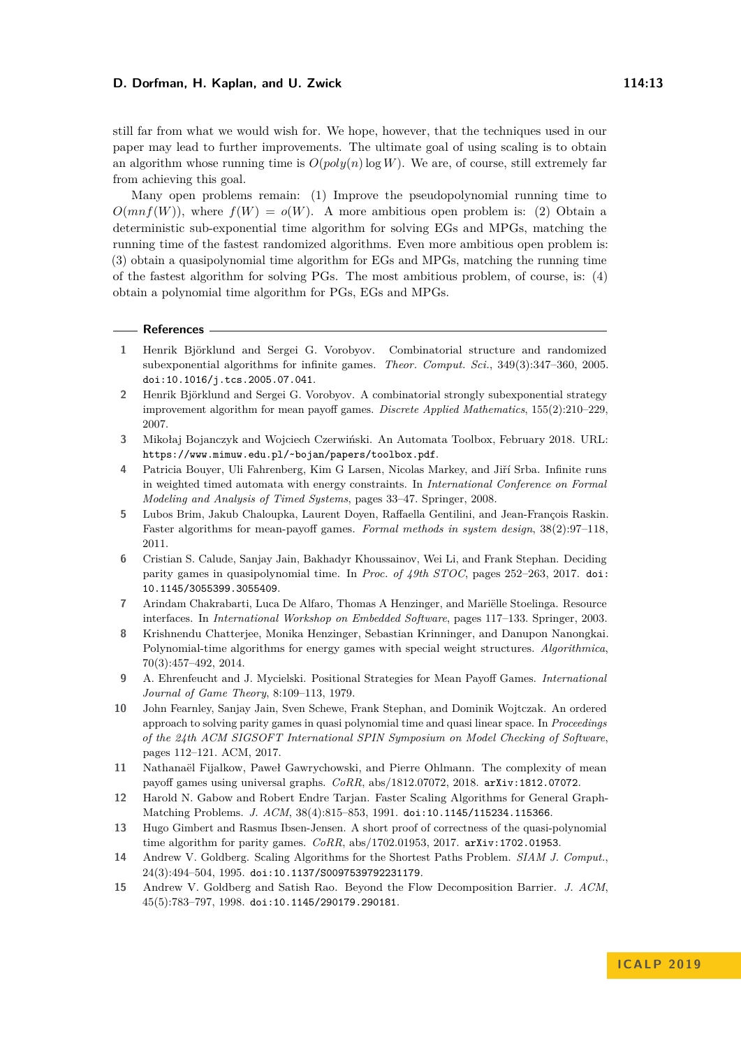still far from what we would wish for. We hope, however, that the techniques used in our paper may lead to further improvements. The ultimate goal of using scaling is to obtain an algorithm whose running time is $O(poly(n) \log W)$. We are, of course, still extremely far from achieving this goal.

Many open problems remain: (1) Improve the pseudopolynomial running time to $O(mnf(W))$, where $f(W) = o(W)$. A more ambitious open problem is: (2) Obtain a deterministic sub-exponential time algorithm for solving EGs and MPGs, matching the running time of the fastest randomized algorithms. Even more ambitious open problem is: (3) obtain a quasipolynomial time algorithm for EGs and MPGs, matching the running time of the fastest algorithm for solving PGs. The most ambitious problem, of course, is: (4) obtain a polynomial time algorithm for PGs, EGs and MPGs.

## References

1. Henrik Björklund and Sergei G. Vorobyov. Combinatorial structure and randomized subexponential algorithms for infinite games. *Theor. Comput. Sci.*, 349(3):347–360, 2005. doi:10.1016/j.tcs.2005.07.041.
2. Henrik Björklund and Sergei G. Vorobyov. A combinatorial strongly subexponential strategy improvement algorithm for mean payoff games. *Discrete Applied Mathematics*, 155(2):210–229, 2007.
3. Mikołaj Bojanczyk and Wojciech Czerwiński. An Automata Toolbox, February 2018. URL: https://www.mimuw.edu.pl/~bojan/papers/toolbox.pdf.
4. Patricia Bouyer, Uli Fahrenberg, Kim G Larsen, Nicolas Markey, and Jiří Srba. Infinite runs in weighted timed automata with energy constraints. In *International Conference on Formal Modeling and Analysis of Timed Systems*, pages 33–47. Springer, 2008.
5. Lubos Brim, Jakub Chaloupka, Laurent Doyen, Raffaella Gentilini, and Jean-François Raskin. Faster algorithms for mean-payoff games. *Formal methods in system design*, 38(2):97–118, 2011.
6. Cristian S. Calude, Sanjay Jain, Bakhadyr Khoussainov, Wei Li, and Frank Stephan. Deciding parity games in quasipolynomial time. In *Proc. of 49th STOC*, pages 252–263, 2017. doi:10.1145/3055399.3055409.
7. Arindam Chakrabarti, Luca De Alfaro, Thomas A Henzinger, and Mariëlle Stoelinga. Resource interfaces. In *International Workshop on Embedded Software*, pages 117–133. Springer, 2003.
8. Krishnendu Chatterjee, Monika Henzinger, Sebastian Krinninger, and Danupon Nanongkai. Polynomial-time algorithms for energy games with special weight structures. *Algorithmica*, 70(3):457–492, 2014.
9. A. Ehrenfeucht and J. Mycielski. Positional Strategies for Mean Payoff Games. *International Journal of Game Theory*, 8:109–113, 1979.
10. John Fearnley, Sanjay Jain, Sven Schewe, Frank Stephan, and Dominik Wojtczak. An ordered approach to solving parity games in quasi polynomial time and quasi linear space. In *Proceedings of the 24th ACM SIGSOFT International SPIN Symposium on Model Checking of Software*, pages 112–121. ACM, 2017.
11. Nathanaël Fijalkow, Paweł Gawrychowski, and Pierre Ohlmann. The complexity of mean payoff games using universal graphs. *CoRR*, abs/1812.07072, 2018. arXiv:1812.07072.
12. Harold N. Gabow and Robert Endre Tarjan. Faster Scaling Algorithms for General Graph-Matching Problems. *J. ACM*, 38(4):815–853, 1991. doi:10.1145/115234.115366.
13. Hugo Gimbert and Rasmus Ibsen-Jensen. A short proof of correctness of the quasi-polynomial time algorithm for parity games. *CoRR*, abs/1702.01953, 2017. arXiv:1702.01953.
14. Andrew V. Goldberg. Scaling Algorithms for the Shortest Paths Problem. *SIAM J. Comput.*, 24(3):494–504, 1995. doi:10.1137/S0097539792231179.
15. Andrew V. Goldberg and Satish Rao. Beyond the Flow Decomposition Barrier. *J. ACM*, 45(5):783–797, 1998. doi:10.1145/290179.290181.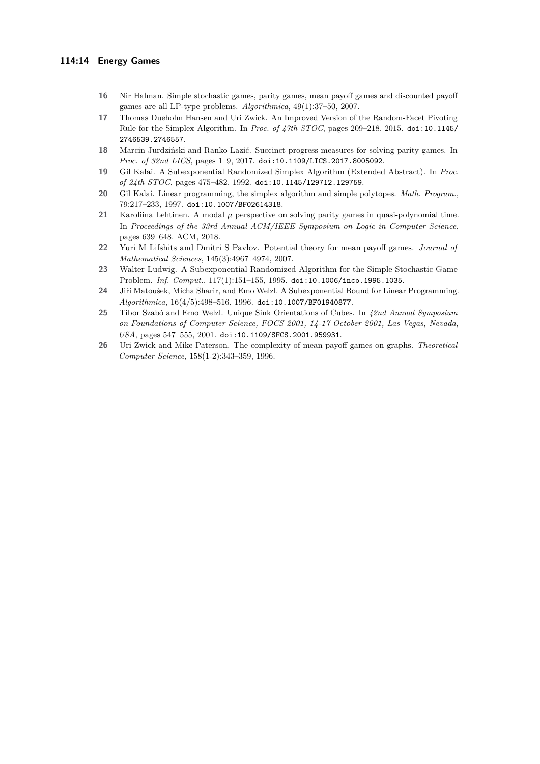16 Nir Halman. Simple stochastic games, parity games, mean payoff games and discounted payoff games are all LP-type problems. *Algorithmica*, 49(1):37–50, 2007.

17 Thomas Dueholm Hansen and Uri Zwick. An Improved Version of the Random-Facet Pivoting Rule for the Simplex Algorithm. In *Proc. of 47th STOC*, pages 209–218, 2015. doi:10.1145/2746539.2746557.

18 Marcin Jurdziński and Ranko Lazić. Succinct progress measures for solving parity games. In *Proc. of 32nd LICS*, pages 1–9, 2017. doi:10.1109/LICS.2017.8005092.

19 Gil Kalai. A Subexponential Randomized Simplex Algorithm (Extended Abstract). In *Proc. of 24th STOC*, pages 475–482, 1992. doi:10.1145/129712.129759.

20 Gil Kalai. Linear programming, the simplex algorithm and simple polytopes. *Math. Program.*, 79:217–233, 1997. doi:10.1007/BF02614318.

21 Karoliina Lehtinen. A modal $\mu$ perspective on solving parity games in quasi-polynomial time. In *Proceedings of the 33rd Annual ACM/IEEE Symposium on Logic in Computer Science*, pages 639–648. ACM, 2018.

22 Yuri M Lifshits and Dmitri S Pavlov. Potential theory for mean payoff games. *Journal of Mathematical Sciences*, 145(3):4967–4974, 2007.

23 Walter Ludwig. A Subexponential Randomized Algorithm for the Simple Stochastic Game Problem. *Inf. Comput.*, 117(1):151–155, 1995. doi:10.1006/inco.1995.1035.

24 Jiří Matoušek, Micha Sharir, and Emo Welzl. A Subexponential Bound for Linear Programming. *Algorithmica*, 16(4/5):498–516, 1996. doi:10.1007/BF01940877.

25 Tibor Szabó and Emo Welzl. Unique Sink Orientations of Cubes. In *42nd Annual Symposium on Foundations of Computer Science, FOCS 2001, 14-17 October 2001, Las Vegas, Nevada, USA*, pages 547–555, 2001. doi:10.1109/SFCS.2001.959931.

26 Uri Zwick and Mike Paterson. The complexity of mean payoff games on graphs. *Theoretical Computer Science*, 158(1-2):343–359, 1996.